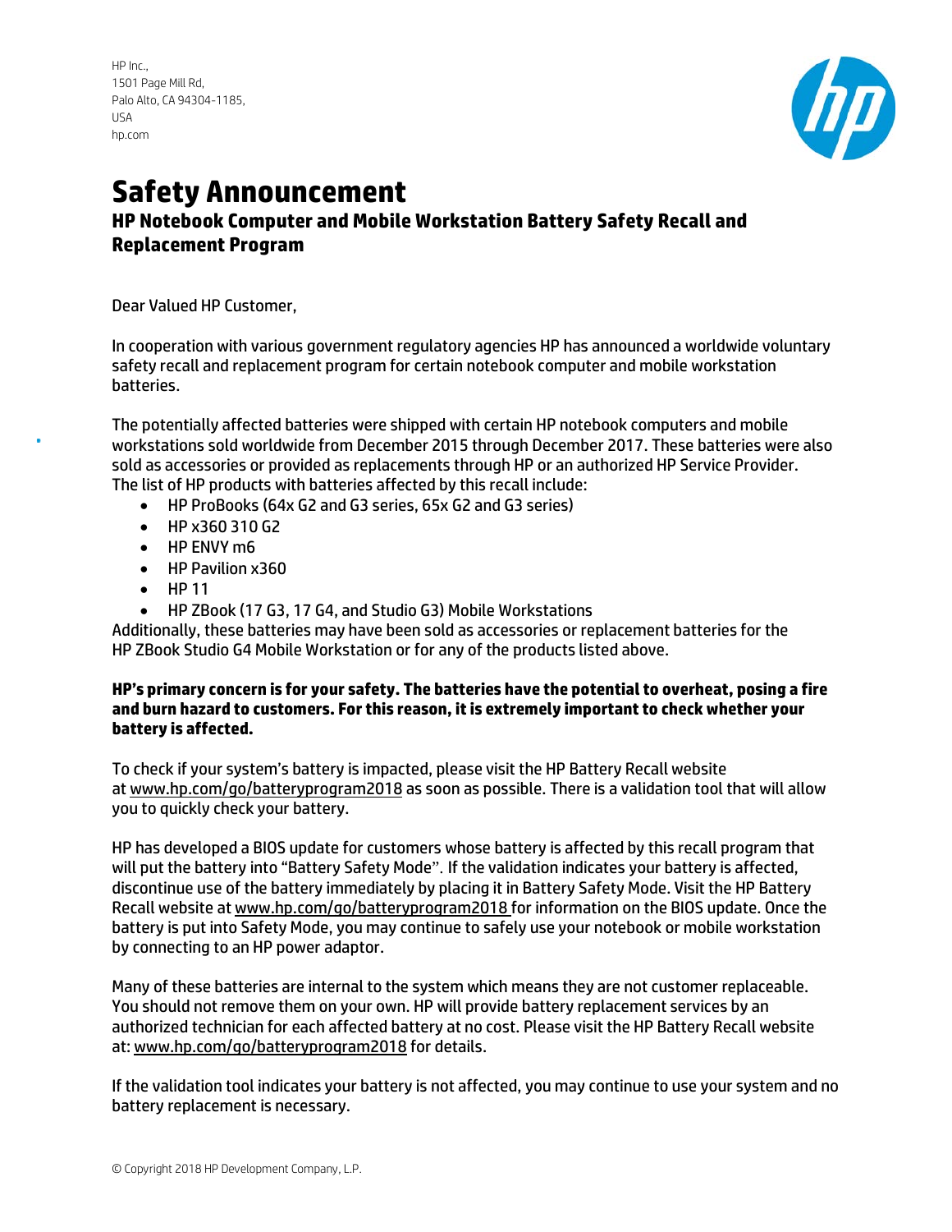HP Inc.,
1501 Page Mill Rd,
Palo Alto, CA 94304-1185,
USA
hp.com

# Safety Announcement

## HP Notebook Computer and Mobile Workstation Battery Safety Recall and Replacement Program

Dear Valued HP Customer,

In cooperation with various government regulatory agencies HP has announced a worldwide voluntary safety recall and replacement program for certain notebook computer and mobile workstation batteries.

The potentially affected batteries were shipped with certain HP notebook computers and mobile workstations sold worldwide from December 2015 through December 2017. These batteries were also sold as accessories or provided as replacements through HP or an authorized HP Service Provider. The list of HP products with batteries affected by this recall include:

- HP ProBooks (64x G2 and G3 series, 65x G2 and G3 series)
- HP x360 310 G2
- HP ENVY m6
- HP Pavilion x360
- HP 11
- HP ZBook (17 G3, 17 G4, and Studio G3) Mobile Workstations

Additionally, these batteries may have been sold as accessories or replacement batteries for the HP ZBook Studio G4 Mobile Workstation or for any of the products listed above.

**HP's primary concern is for your safety. The batteries have the potential to overheat, posing a fire and burn hazard to customers. For this reason, it is extremely important to check whether your battery is affected.**

To check if your system's battery is impacted, please visit the HP Battery Recall website at www.hp.com/go/batteryprogram2018 as soon as possible. There is a validation tool that will allow you to quickly check your battery.

HP has developed a BIOS update for customers whose battery is affected by this recall program that will put the battery into "Battery Safety Mode". If the validation indicates your battery is affected, discontinue use of the battery immediately by placing it in Battery Safety Mode. Visit the HP Battery Recall website at www.hp.com/go/batteryprogram2018 for information on the BIOS update. Once the battery is put into Safety Mode, you may continue to safely use your notebook or mobile workstation by connecting to an HP power adaptor.

Many of these batteries are internal to the system which means they are not customer replaceable. You should not remove them on your own. HP will provide battery replacement services by an authorized technician for each affected battery at no cost. Please visit the HP Battery Recall website at: www.hp.com/go/batteryprogram2018 for details.

If the validation tool indicates your battery is not affected, you may continue to use your system and no battery replacement is necessary.

© Copyright 2018 HP Development Company, L.P.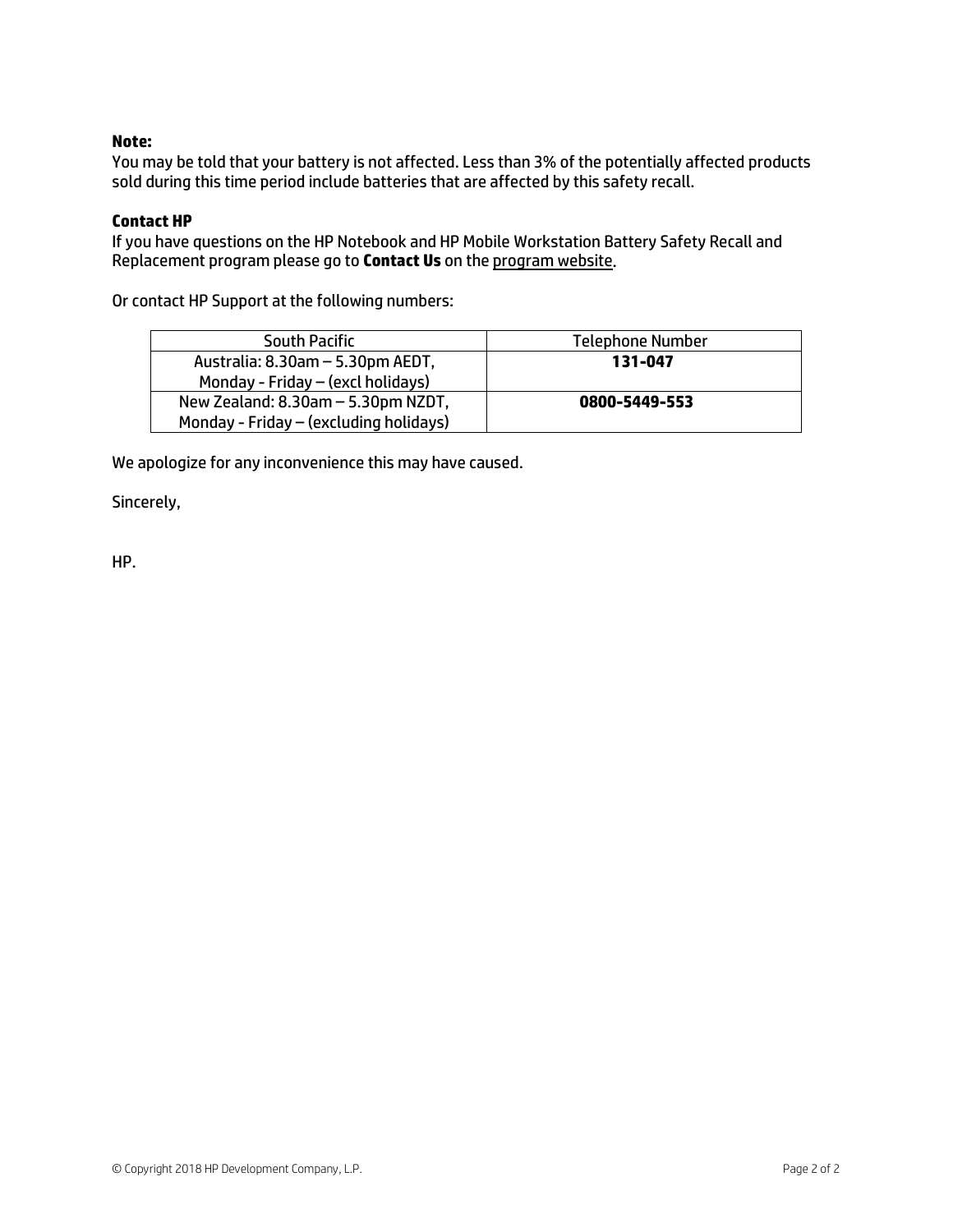**Note:**
You may be told that your battery is not affected. Less than 3% of the potentially affected products sold during this time period include batteries that are affected by this safety recall.

**Contact HP**
If you have questions on the HP Notebook and HP Mobile Workstation Battery Safety Recall and Replacement program please go to **Contact Us** on the program website.

Or contact HP Support at the following numbers:

| South Pacific | Telephone Number |
|---|---|
| Australia: 8.30am – 5.30pm AEDT, Monday - Friday – (excl holidays) | **131-047** |
| New Zealand: 8.30am – 5.30pm NZDT, Monday - Friday – (excluding holidays) | **0800-5449-553** |

We apologize for any inconvenience this may have caused.

Sincerely,

HP.

© Copyright 2018 HP Development Company, L.P.